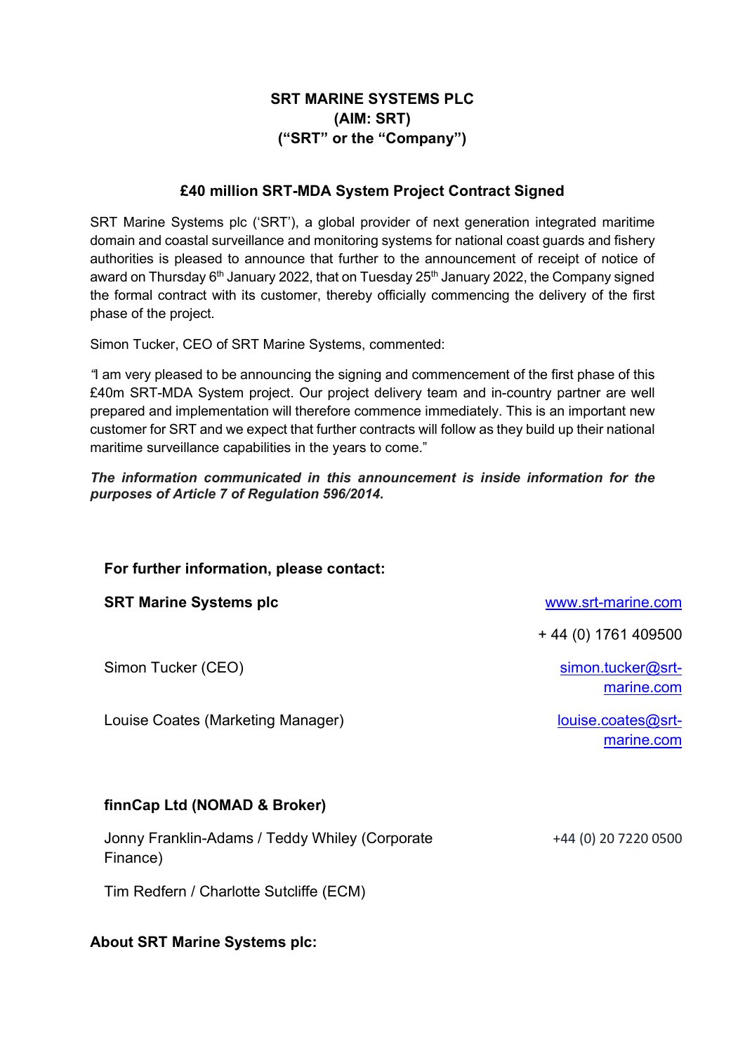**SRT MARINE SYSTEMS PLC**
**(AIM: SRT)**
**("SRT" or the "Company")**

## £40 million SRT-MDA System Project Contract Signed

SRT Marine Systems plc ('SRT'), a global provider of next generation integrated maritime domain and coastal surveillance and monitoring systems for national coast guards and fishery authorities is pleased to announce that further to the announcement of receipt of notice of award on Thursday 6th January 2022, that on Tuesday 25th January 2022, the Company signed the formal contract with its customer, thereby officially commencing the delivery of the first phase of the project.

Simon Tucker, CEO of SRT Marine Systems, commented:

"I am very pleased to be announcing the signing and commencement of the first phase of this £40m SRT-MDA System project. Our project delivery team and in-country partner are well prepared and implementation will therefore commence immediately. This is an important new customer for SRT and we expect that further contracts will follow as they build up their national maritime surveillance capabilities in the years to come."

***The information communicated in this announcement is inside information for the purposes of Article 7 of Regulation 596/2014.***

**For further information, please contact:**

| | |
|---|---|
| **SRT Marine Systems plc** | www.srt-marine.com |
| | + 44 (0) 1761 409500 |
| Simon Tucker (CEO) | simon.tucker@srt-marine.com |
| Louise Coates (Marketing Manager) | louise.coates@srt-marine.com |
| | |
| **finnCap Ltd (NOMAD & Broker)** | |
| Jonny Franklin-Adams / Teddy Whiley (Corporate Finance) | +44 (0) 20 7220 0500 |
| Tim Redfern / Charlotte Sutcliffe (ECM) | |

**About SRT Marine Systems plc:**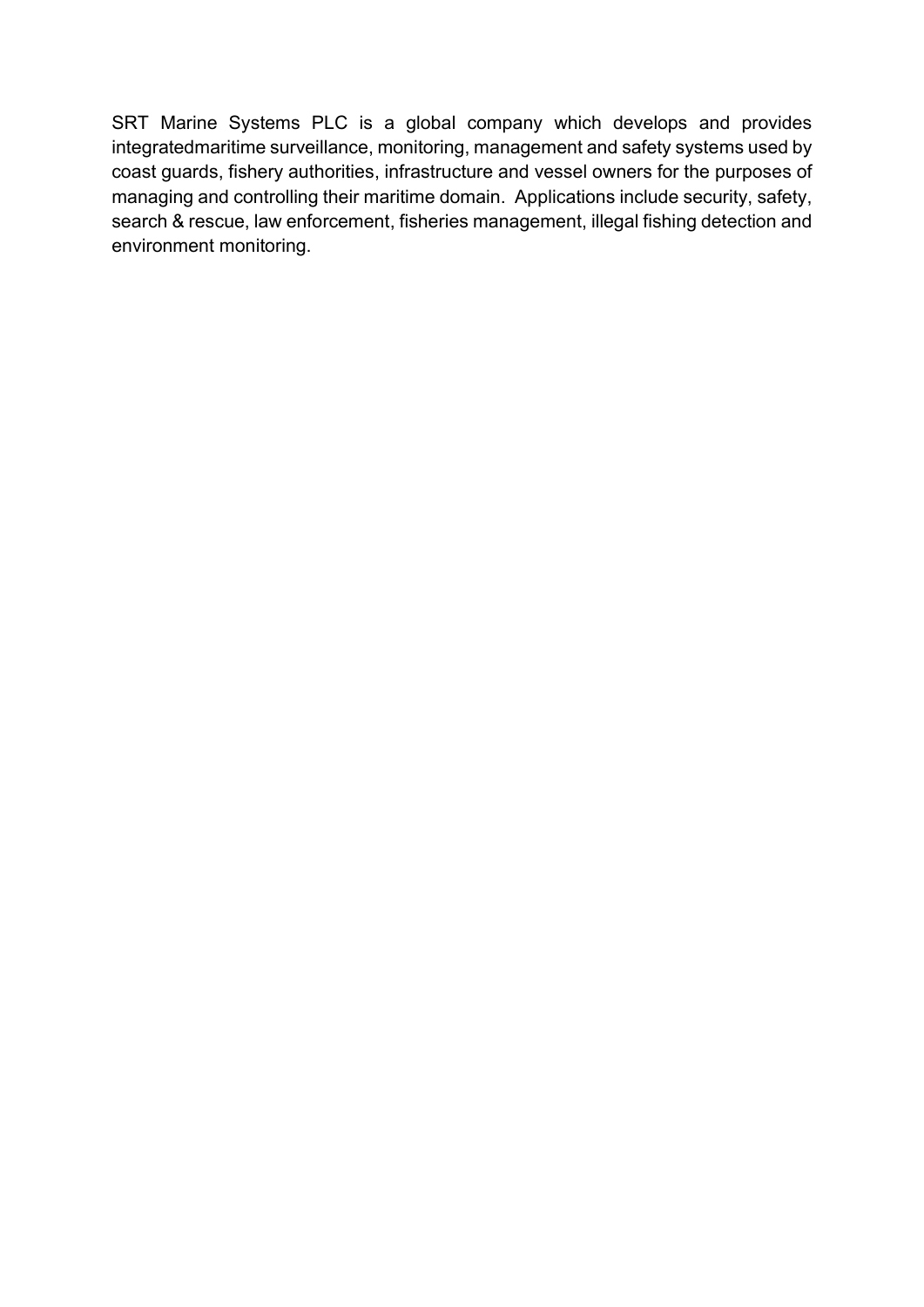SRT Marine Systems PLC is a global company which develops and provides integratedmaritime surveillance, monitoring, management and safety systems used by coast guards, fishery authorities, infrastructure and vessel owners for the purposes of managing and controlling their maritime domain. Applications include security, safety, search & rescue, law enforcement, fisheries management, illegal fishing detection and environment monitoring.